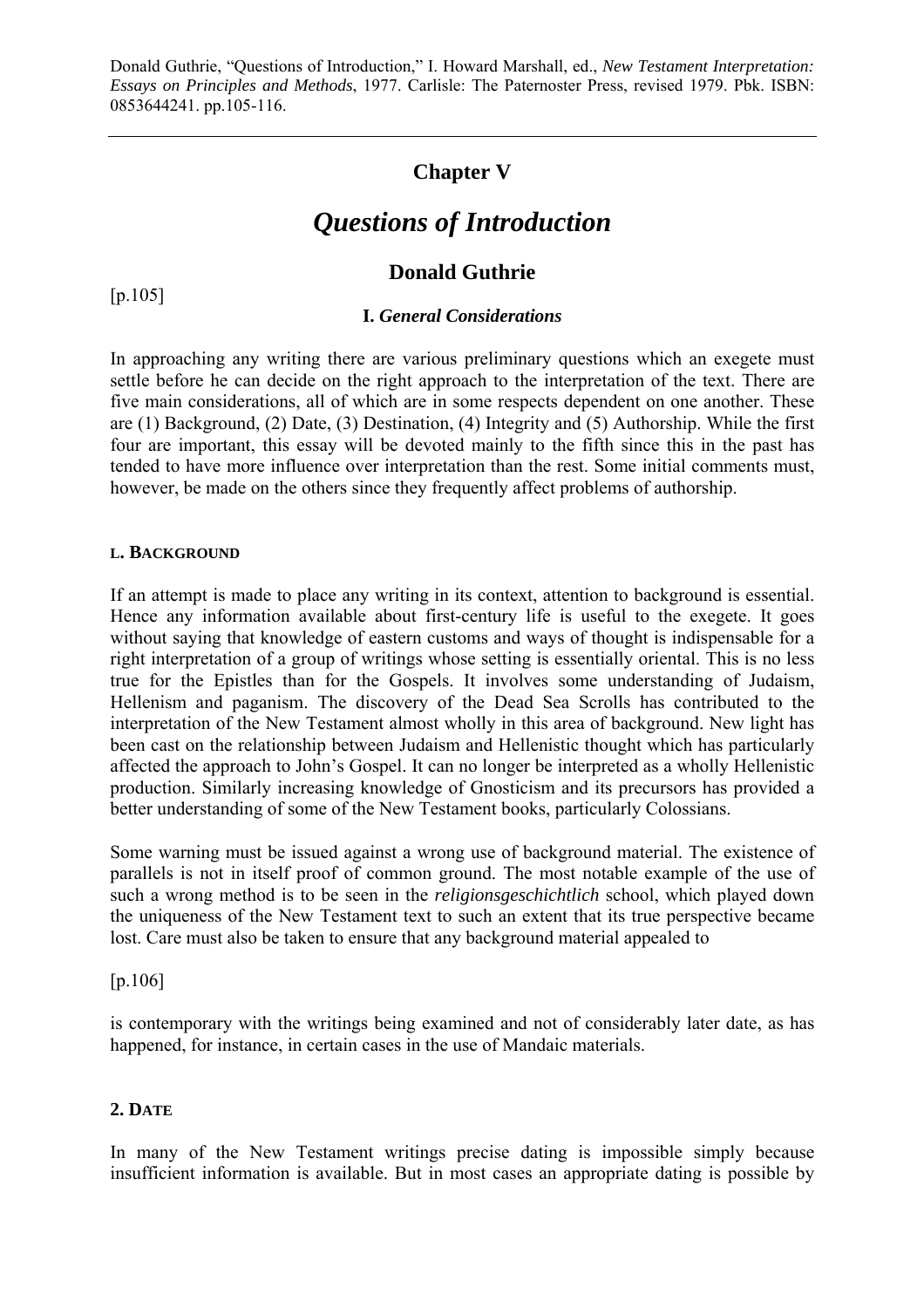Donald Guthrie, "Questions of Introduction," I. Howard Marshall, ed., *New Testament Interpretation: Essays on Principles and Methods*, 1977. Carlisle: The Paternoster Press, revised 1979. Pbk. ISBN: 0853644241. pp.105-116.

---

## Chapter V

# *Questions of Introduction*

## Donald Guthrie

[p.105]

### I. *General Considerations*

In approaching any writing there are various preliminary questions which an exegete must settle before he can decide on the right approach to the interpretation of the text. There are five main considerations, all of which are in some respects dependent on one another. These are (1) Background, (2) Date, (3) Destination, (4) Integrity and (5) Authorship. While the first four are important, this essay will be devoted mainly to the fifth since this in the past has tended to have more influence over interpretation than the rest. Some initial comments must, however, be made on the others since they frequently affect problems of authorship.

#### L. BACKGROUND

If an attempt is made to place any writing in its context, attention to background is essential. Hence any information available about first-century life is useful to the exegete. It goes without saying that knowledge of eastern customs and ways of thought is indispensable for a right interpretation of a group of writings whose setting is essentially oriental. This is no less true for the Epistles than for the Gospels. It involves some understanding of Judaism, Hellenism and paganism. The discovery of the Dead Sea Scrolls has contributed to the interpretation of the New Testament almost wholly in this area of background. New light has been cast on the relationship between Judaism and Hellenistic thought which has particularly affected the approach to John's Gospel. It can no longer be interpreted as a wholly Hellenistic production. Similarly increasing knowledge of Gnosticism and its precursors has provided a better understanding of some of the New Testament books, particularly Colossians.

Some warning must be issued against a wrong use of background material. The existence of parallels is not in itself proof of common ground. The most notable example of the use of such a wrong method is to be seen in the *religionsgeschichtlich* school, which played down the uniqueness of the New Testament text to such an extent that its true perspective became lost. Care must also be taken to ensure that any background material appealed to

[p.106]

is contemporary with the writings being examined and not of considerably later date, as has happened, for instance, in certain cases in the use of Mandaic materials.

#### 2. DATE

In many of the New Testament writings precise dating is impossible simply because insufficient information is available. But in most cases an appropriate dating is possible by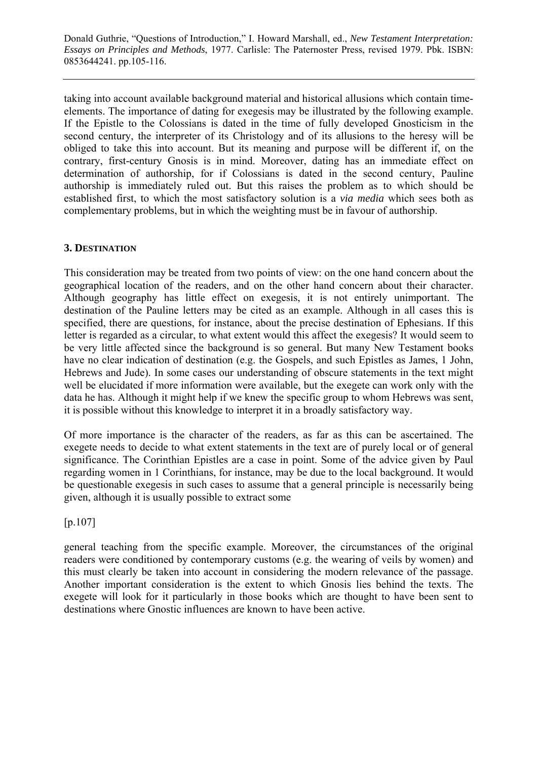taking into account available background material and historical allusions which contain time-elements. The importance of dating for exegesis may be illustrated by the following example. If the Epistle to the Colossians is dated in the time of fully developed Gnosticism in the second century, the interpreter of its Christology and of its allusions to the heresy will be obliged to take this into account. But its meaning and purpose will be different if, on the contrary, first-century Gnosis is in mind. Moreover, dating has an immediate effect on determination of authorship, for if Colossians is dated in the second century, Pauline authorship is immediately ruled out. But this raises the problem as to which should be established first, to which the most satisfactory solution is a *via media* which sees both as complementary problems, but in which the weighting must be in favour of authorship.

### 3. DESTINATION

This consideration may be treated from two points of view: on the one hand concern about the geographical location of the readers, and on the other hand concern about their character. Although geography has little effect on exegesis, it is not entirely unimportant. The destination of the Pauline letters may be cited as an example. Although in all cases this is specified, there are questions, for instance, about the precise destination of Ephesians. If this letter is regarded as a circular, to what extent would this affect the exegesis? It would seem to be very little affected since the background is so general. But many New Testament books have no clear indication of destination (e.g. the Gospels, and such Epistles as James, 1 John, Hebrews and Jude). In some cases our understanding of obscure statements in the text might well be elucidated if more information were available, but the exegete can work only with the data he has. Although it might help if we knew the specific group to whom Hebrews was sent, it is possible without this knowledge to interpret it in a broadly satisfactory way.

Of more importance is the character of the readers, as far as this can be ascertained. The exegete needs to decide to what extent statements in the text are of purely local or of general significance. The Corinthian Epistles are a case in point. Some of the advice given by Paul regarding women in 1 Corinthians, for instance, may be due to the local background. It would be questionable exegesis in such cases to assume that a general principle is necessarily being given, although it is usually possible to extract some

[p.107]

general teaching from the specific example. Moreover, the circumstances of the original readers were conditioned by contemporary customs (e.g. the wearing of veils by women) and this must clearly be taken into account in considering the modern relevance of the passage. Another important consideration is the extent to which Gnosis lies behind the texts. The exegete will look for it particularly in those books which are thought to have been sent to destinations where Gnostic influences are known to have been active.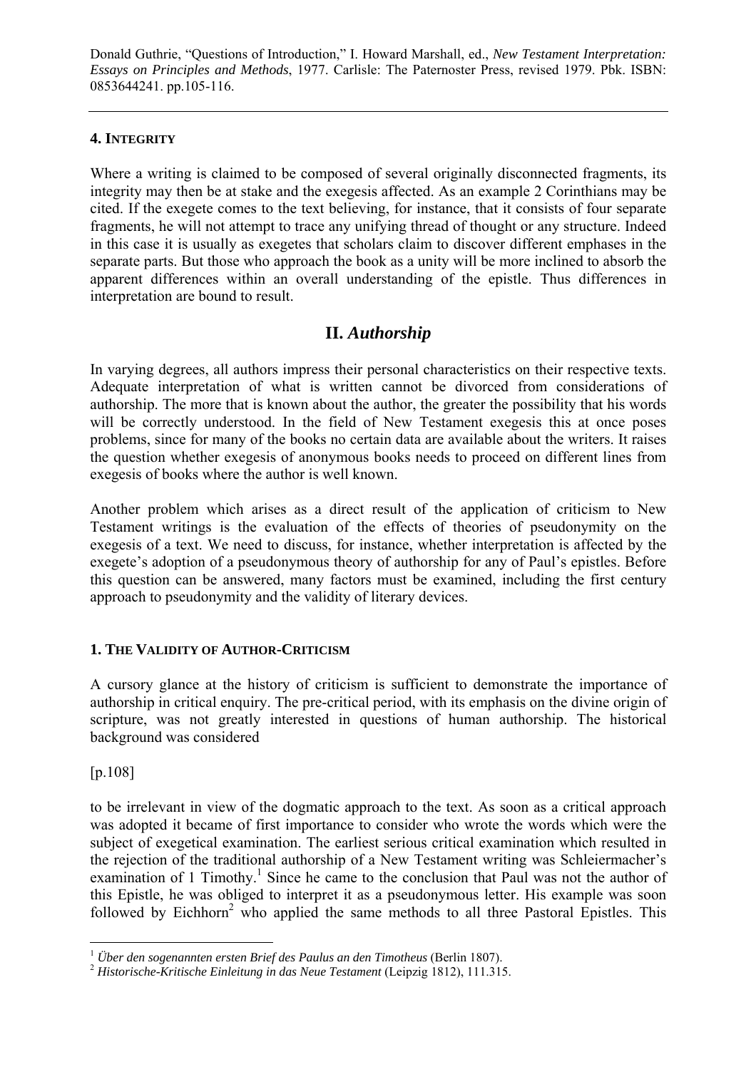Donald Guthrie, "Questions of Introduction," I. Howard Marshall, ed., *New Testament Interpretation: Essays on Principles and Methods*, 1977. Carlisle: The Paternoster Press, revised 1979. Pbk. ISBN: 0853644241. pp.105-116.

---

#### 4. INTEGRITY

Where a writing is claimed to be composed of several originally disconnected fragments, its integrity may then be at stake and the exegesis affected. As an example 2 Corinthians may be cited. If the exegete comes to the text believing, for instance, that it consists of four separate fragments, he will not attempt to trace any unifying thread of thought or any structure. Indeed in this case it is usually as exegetes that scholars claim to discover different emphases in the separate parts. But those who approach the book as a unity will be more inclined to absorb the apparent differences within an overall understanding of the epistle. Thus differences in interpretation are bound to result.

## II. *Authorship*

In varying degrees, all authors impress their personal characteristics on their respective texts. Adequate interpretation of what is written cannot be divorced from considerations of authorship. The more that is known about the author, the greater the possibility that his words will be correctly understood. In the field of New Testament exegesis this at once poses problems, since for many of the books no certain data are available about the writers. It raises the question whether exegesis of anonymous books needs to proceed on different lines from exegesis of books where the author is well known.

Another problem which arises as a direct result of the application of criticism to New Testament writings is the evaluation of the effects of theories of pseudonymity on the exegesis of a text. We need to discuss, for instance, whether interpretation is affected by the exegete's adoption of a pseudonymous theory of authorship for any of Paul's epistles. Before this question can be answered, many factors must be examined, including the first century approach to pseudonymity and the validity of literary devices.

#### 1. THE VALIDITY OF AUTHOR-CRITICISM

A cursory glance at the history of criticism is sufficient to demonstrate the importance of authorship in critical enquiry. The pre-critical period, with its emphasis on the divine origin of scripture, was not greatly interested in questions of human authorship. The historical background was considered

[p.108]

to be irrelevant in view of the dogmatic approach to the text. As soon as a critical approach was adopted it became of first importance to consider who wrote the words which were the subject of exegetical examination. The earliest serious critical examination which resulted in the rejection of the traditional authorship of a New Testament writing was Schleiermacher's examination of 1 Timothy.[1] Since he came to the conclusion that Paul was not the author of this Epistle, he was obliged to interpret it as a pseudonymous letter. His example was soon followed by Eichhorn[2] who applied the same methods to all three Pastoral Epistles. This

---

[1] *Über den sogenannten ersten Brief des Paulus an den Timotheus* (Berlin 1807).

[2] *Historische-Kritische Einleitung in das Neue Testament* (Leipzig 1812), 111.315.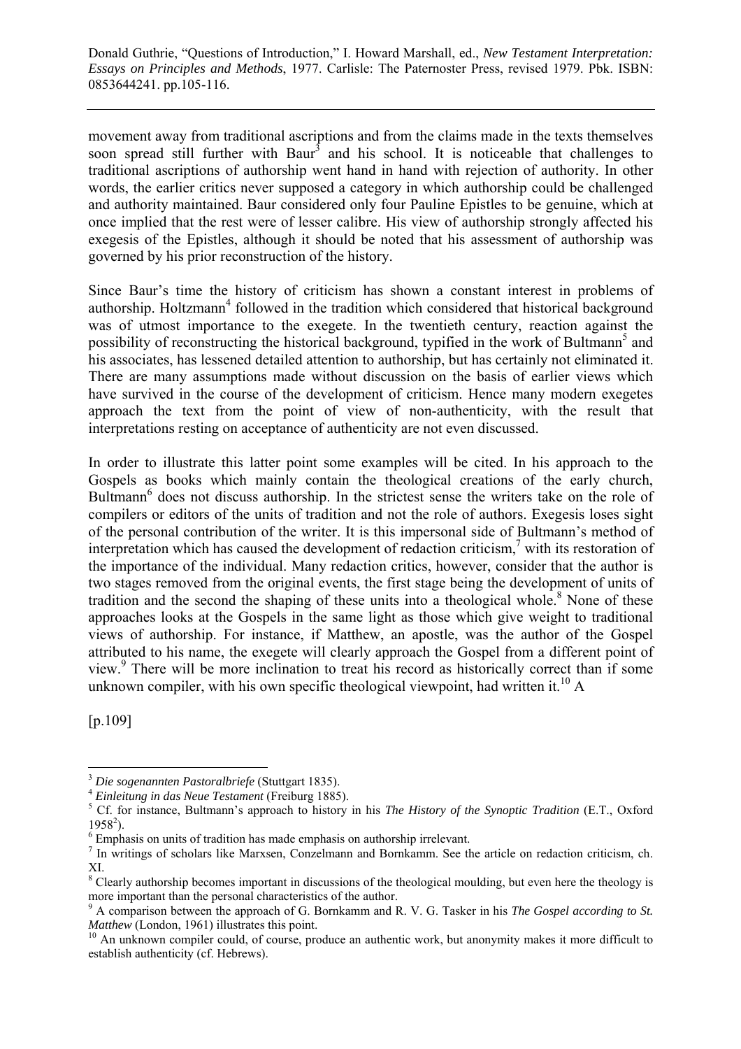movement away from traditional ascriptions and from the claims made in the texts themselves soon spread still further with Baur[3] and his school. It is noticeable that challenges to traditional ascriptions of authorship went hand in hand with rejection of authority. In other words, the earlier critics never supposed a category in which authorship could be challenged and authority maintained. Baur considered only four Pauline Epistles to be genuine, which at once implied that the rest were of lesser calibre. His view of authorship strongly affected his exegesis of the Epistles, although it should be noted that his assessment of authorship was governed by his prior reconstruction of the history.

Since Baur's time the history of criticism has shown a constant interest in problems of authorship. Holtzmann[4] followed in the tradition which considered that historical background was of utmost importance to the exegete. In the twentieth century, reaction against the possibility of reconstructing the historical background, typified in the work of Bultmann[5] and his associates, has lessened detailed attention to authorship, but has certainly not eliminated it. There are many assumptions made without discussion on the basis of earlier views which have survived in the course of the development of criticism. Hence many modern exegetes approach the text from the point of view of non-authenticity, with the result that interpretations resting on acceptance of authenticity are not even discussed.

In order to illustrate this latter point some examples will be cited. In his approach to the Gospels as books which mainly contain the theological creations of the early church, Bultmann[6] does not discuss authorship. In the strictest sense the writers take on the role of compilers or editors of the units of tradition and not the role of authors. Exegesis loses sight of the personal contribution of the writer. It is this impersonal side of Bultmann's method of interpretation which has caused the development of redaction criticism,[7] with its restoration of the importance of the individual. Many redaction critics, however, consider that the author is two stages removed from the original events, the first stage being the development of units of tradition and the second the shaping of these units into a theological whole.[8] None of these approaches looks at the Gospels in the same light as those which give weight to traditional views of authorship. For instance, if Matthew, an apostle, was the author of the Gospel attributed to his name, the exegete will clearly approach the Gospel from a different point of view.[9] There will be more inclination to treat his record as historically correct than if some unknown compiler, with his own specific theological viewpoint, had written it.[10] A

[p.109]

---

[3] *Die sogenannten Pastoralbriefe* (Stuttgart 1835).

[4] *Einleitung in das Neue Testament* (Freiburg 1885).

[5] Cf. for instance, Bultmann's approach to history in his *The History of the Synoptic Tradition* (E.T., Oxford $1958^2$).

[6] Emphasis on units of tradition has made emphasis on authorship irrelevant.

[7] In writings of scholars like Marxsen, Conzelmann and Bornkamm. See the article on redaction criticism, ch. XI.

[8] Clearly authorship becomes important in discussions of the theological moulding, but even here the theology is more important than the personal characteristics of the author.

[9] A comparison between the approach of G. Bornkamm and R. V. G. Tasker in his *The Gospel according to St. Matthew* (London, 1961) illustrates this point.

[10] An unknown compiler could, of course, produce an authentic work, but anonymity makes it more difficult to establish authenticity (cf. Hebrews).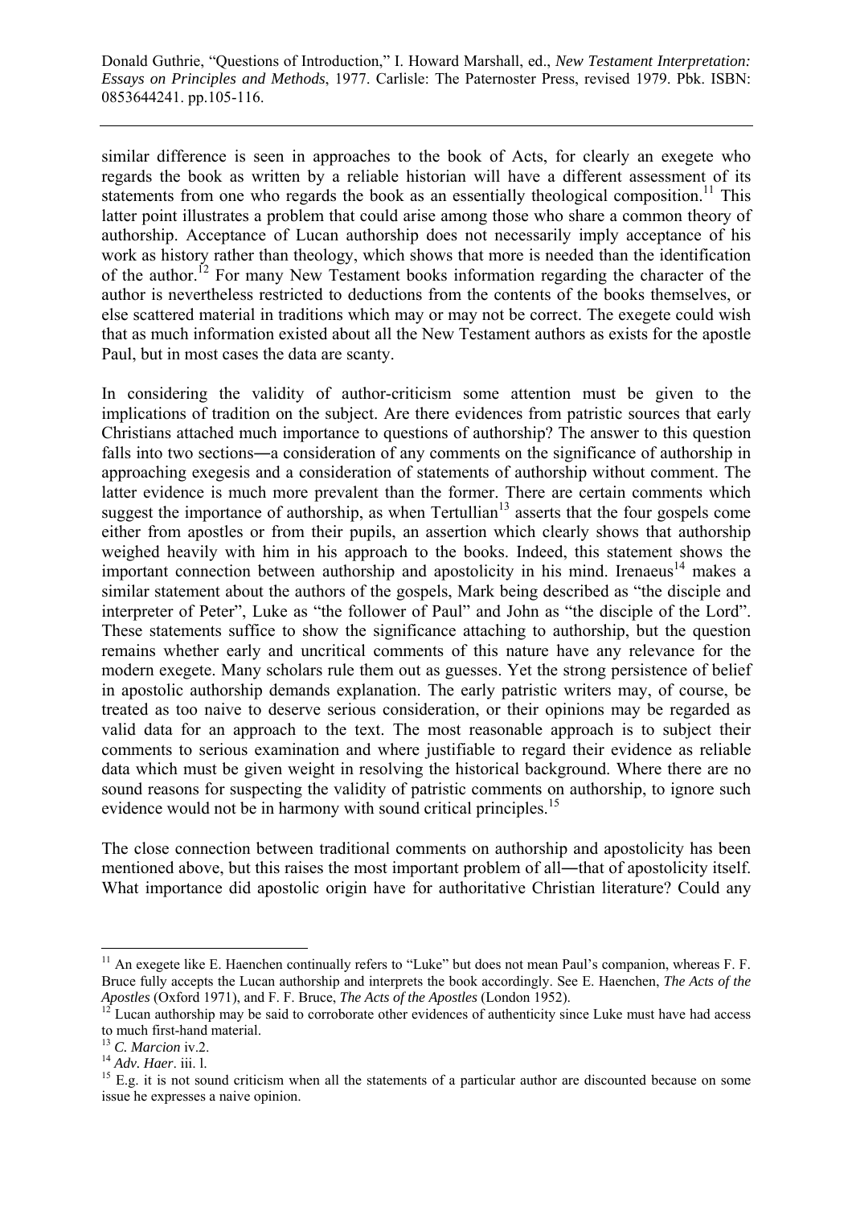similar difference is seen in approaches to the book of Acts, for clearly an exegete who regards the book as written by a reliable historian will have a different assessment of its statements from one who regards the book as an essentially theological composition.[11] This latter point illustrates a problem that could arise among those who share a common theory of authorship. Acceptance of Lucan authorship does not necessarily imply acceptance of his work as history rather than theology, which shows that more is needed than the identification of the author.[12] For many New Testament books information regarding the character of the author is nevertheless restricted to deductions from the contents of the books themselves, or else scattered material in traditions which may or may not be correct. The exegete could wish that as much information existed about all the New Testament authors as exists for the apostle Paul, but in most cases the data are scanty.

In considering the validity of author-criticism some attention must be given to the implications of tradition on the subject. Are there evidences from patristic sources that early Christians attached much importance to questions of authorship? The answer to this question falls into two sections―a consideration of any comments on the significance of authorship in approaching exegesis and a consideration of statements of authorship without comment. The latter evidence is much more prevalent than the former. There are certain comments which suggest the importance of authorship, as when Tertullian[13] asserts that the four gospels come either from apostles or from their pupils, an assertion which clearly shows that authorship weighed heavily with him in his approach to the books. Indeed, this statement shows the important connection between authorship and apostolicity in his mind. Irenaeus[14] makes a similar statement about the authors of the gospels, Mark being described as "the disciple and interpreter of Peter", Luke as "the follower of Paul" and John as "the disciple of the Lord". These statements suffice to show the significance attaching to authorship, but the question remains whether early and uncritical comments of this nature have any relevance for the modern exegete. Many scholars rule them out as guesses. Yet the strong persistence of belief in apostolic authorship demands explanation. The early patristic writers may, of course, be treated as too naive to deserve serious consideration, or their opinions may be regarded as valid data for an approach to the text. The most reasonable approach is to subject their comments to serious examination and where justifiable to regard their evidence as reliable data which must be given weight in resolving the historical background. Where there are no sound reasons for suspecting the validity of patristic comments on authorship, to ignore such evidence would not be in harmony with sound critical principles.[15]

The close connection between traditional comments on authorship and apostolicity has been mentioned above, but this raises the most important problem of all―that of apostolicity itself. What importance did apostolic origin have for authoritative Christian literature? Could any

---

[11] An exegete like E. Haenchen continually refers to "Luke" but does not mean Paul's companion, whereas F. F. Bruce fully accepts the Lucan authorship and interprets the book accordingly. See E. Haenchen, *The Acts of the Apostles* (Oxford 1971), and F. F. Bruce, *The Acts of the Apostles* (London 1952).

[12] Lucan authorship may be said to corroborate other evidences of authenticity since Luke must have had access to much first-hand material.

[13] *C. Marcion* iv.2.

[14] *Adv. Haer*. iii. l.

[15] E.g. it is not sound criticism when all the statements of a particular author are discounted because on some issue he expresses a naive opinion.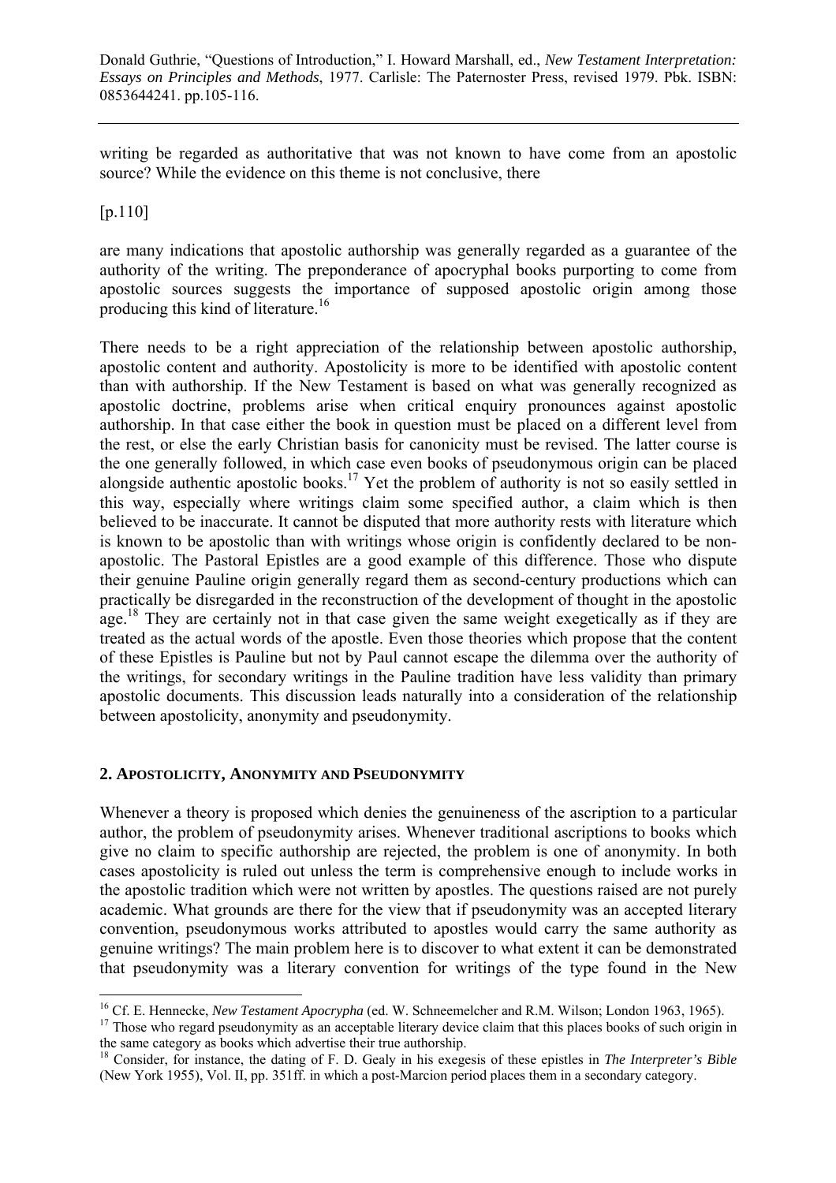writing be regarded as authoritative that was not known to have come from an apostolic source? While the evidence on this theme is not conclusive, there

[p.110]

are many indications that apostolic authorship was generally regarded as a guarantee of the authority of the writing. The preponderance of apocryphal books purporting to come from apostolic sources suggests the importance of supposed apostolic origin among those producing this kind of literature.[16]

There needs to be a right appreciation of the relationship between apostolic authorship, apostolic content and authority. Apostolicity is more to be identified with apostolic content than with authorship. If the New Testament is based on what was generally recognized as apostolic doctrine, problems arise when critical enquiry pronounces against apostolic authorship. In that case either the book in question must be placed on a different level from the rest, or else the early Christian basis for canonicity must be revised. The latter course is the one generally followed, in which case even books of pseudonymous origin can be placed alongside authentic apostolic books.[17] Yet the problem of authority is not so easily settled in this way, especially where writings claim some specified author, a claim which is then believed to be inaccurate. It cannot be disputed that more authority rests with literature which is known to be apostolic than with writings whose origin is confidently declared to be non-apostolic. The Pastoral Epistles are a good example of this difference. Those who dispute their genuine Pauline origin generally regard them as second-century productions which can practically be disregarded in the reconstruction of the development of thought in the apostolic age.[18] They are certainly not in that case given the same weight exegetically as if they are treated as the actual words of the apostle. Even those theories which propose that the content of these Epistles is Pauline but not by Paul cannot escape the dilemma over the authority of the writings, for secondary writings in the Pauline tradition have less validity than primary apostolic documents. This discussion leads naturally into a consideration of the relationship between apostolicity, anonymity and pseudonymity.

## 2. Apostolicity, Anonymity and Pseudonymity

Whenever a theory is proposed which denies the genuineness of the ascription to a particular author, the problem of pseudonymity arises. Whenever traditional ascriptions to books which give no claim to specific authorship are rejected, the problem is one of anonymity. In both cases apostolicity is ruled out unless the term is comprehensive enough to include works in the apostolic tradition which were not written by apostles. The questions raised are not purely academic. What grounds are there for the view that if pseudonymity was an accepted literary convention, pseudonymous works attributed to apostles would carry the same authority as genuine writings? The main problem here is to discover to what extent it can be demonstrated that pseudonymity was a literary convention for writings of the type found in the New

---

[16] Cf. E. Hennecke, *New Testament Apocrypha* (ed. W. Schneemelcher and R.M. Wilson; London 1963, 1965).

[17] Those who regard pseudonymity as an acceptable literary device claim that this places books of such origin in the same category as books which advertise their true authorship.

[18] Consider, for instance, the dating of F. D. Gealy in his exegesis of these epistles in *The Interpreter's Bible* (New York 1955), Vol. II, pp. 351ff. in which a post-Marcion period places them in a secondary category.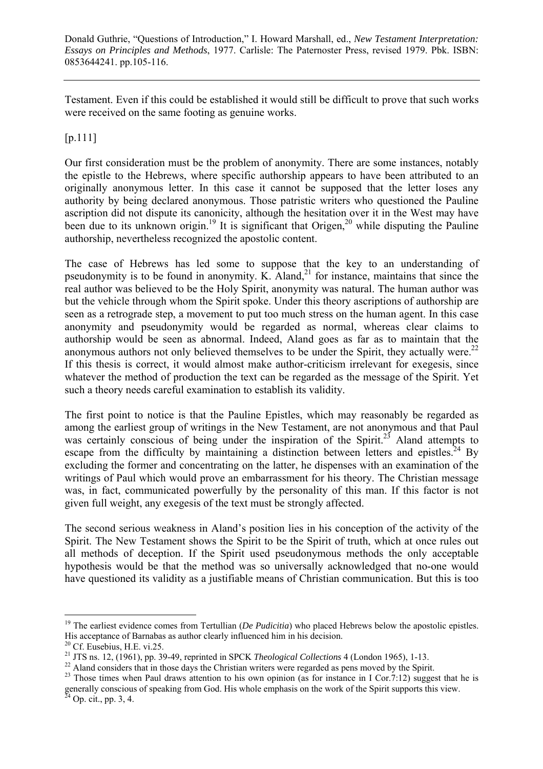Testament. Even if this could be established it would still be difficult to prove that such works were received on the same footing as genuine works.

[p.111]

Our first consideration must be the problem of anonymity. There are some instances, notably the epistle to the Hebrews, where specific authorship appears to have been attributed to an originally anonymous letter. In this case it cannot be supposed that the letter loses any authority by being declared anonymous. Those patristic writers who questioned the Pauline ascription did not dispute its canonicity, although the hesitation over it in the West may have been due to its unknown origin.[19] It is significant that Origen,[20] while disputing the Pauline authorship, nevertheless recognized the apostolic content.

The case of Hebrews has led some to suppose that the key to an understanding of pseudonymity is to be found in anonymity. K. Aland,[21] for instance, maintains that since the real author was believed to be the Holy Spirit, anonymity was natural. The human author was but the vehicle through whom the Spirit spoke. Under this theory ascriptions of authorship are seen as a retrograde step, a movement to put too much stress on the human agent. In this case anonymity and pseudonymity would be regarded as normal, whereas clear claims to authorship would be seen as abnormal. Indeed, Aland goes as far as to maintain that the anonymous authors not only believed themselves to be under the Spirit, they actually were.[22] If this thesis is correct, it would almost make author-criticism irrelevant for exegesis, since whatever the method of production the text can be regarded as the message of the Spirit. Yet such a theory needs careful examination to establish its validity.

The first point to notice is that the Pauline Epistles, which may reasonably be regarded as among the earliest group of writings in the New Testament, are not anonymous and that Paul was certainly conscious of being under the inspiration of the Spirit.[23] Aland attempts to escape from the difficulty by maintaining a distinction between letters and epistles.[24] By excluding the former and concentrating on the latter, he dispenses with an examination of the writings of Paul which would prove an embarrassment for his theory. The Christian message was, in fact, communicated powerfully by the personality of this man. If this factor is not given full weight, any exegesis of the text must be strongly affected.

The second serious weakness in Aland's position lies in his conception of the activity of the Spirit. The New Testament shows the Spirit to be the Spirit of truth, which at once rules out all methods of deception. If the Spirit used pseudonymous methods the only acceptable hypothesis would be that the method was so universally acknowledged that no-one would have questioned its validity as a justifiable means of Christian communication. But this is too

---

[19] The earliest evidence comes from Tertullian (*De Pudicitia*) who placed Hebrews below the apostolic epistles. His acceptance of Barnabas as author clearly influenced him in his decision.

[20] Cf. Eusebius, H.E. vi.25.

[21] JTS ns. 12, (1961), pp. 39-49, reprinted in SPCK *Theological Collections* 4 (London 1965), 1-13.

[22] Aland considers that in those days the Christian writers were regarded as pens moved by the Spirit.

[23] Those times when Paul draws attention to his own opinion (as for instance in I Cor.7:12) suggest that he is generally conscious of speaking from God. His whole emphasis on the work of the Spirit supports this view.

[24] Op. cit., pp. 3, 4.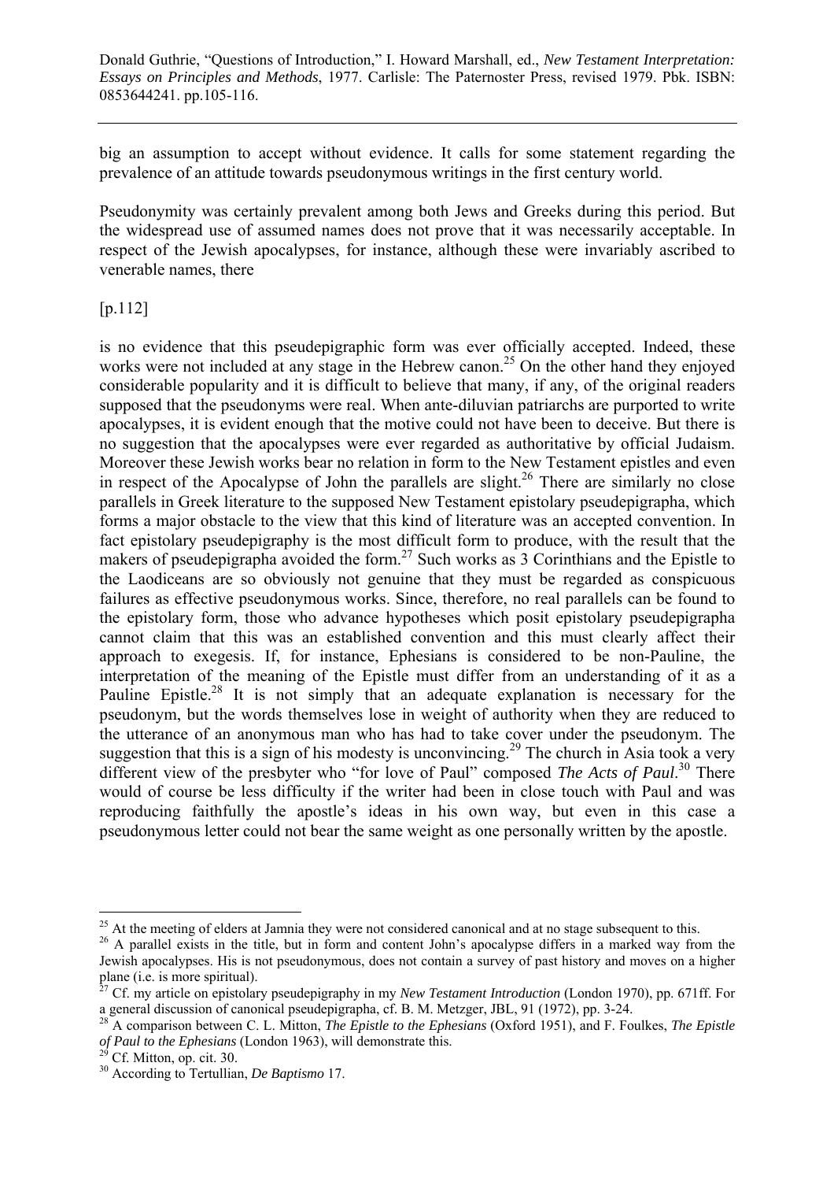big an assumption to accept without evidence. It calls for some statement regarding the prevalence of an attitude towards pseudonymous writings in the first century world.

Pseudonymity was certainly prevalent among both Jews and Greeks during this period. But the widespread use of assumed names does not prove that it was necessarily acceptable. In respect of the Jewish apocalypses, for instance, although these were invariably ascribed to venerable names, there

[p.112]

is no evidence that this pseudepigraphic form was ever officially accepted. Indeed, these works were not included at any stage in the Hebrew canon.[25] On the other hand they enjoyed considerable popularity and it is difficult to believe that many, if any, of the original readers supposed that the pseudonyms were real. When ante-diluvian patriarchs are purported to write apocalypses, it is evident enough that the motive could not have been to deceive. But there is no suggestion that the apocalypses were ever regarded as authoritative by official Judaism. Moreover these Jewish works bear no relation in form to the New Testament epistles and even in respect of the Apocalypse of John the parallels are slight.[26] There are similarly no close parallels in Greek literature to the supposed New Testament epistolary pseudepigrapha, which forms a major obstacle to the view that this kind of literature was an accepted convention. In fact epistolary pseudepigraphy is the most difficult form to produce, with the result that the makers of pseudepigrapha avoided the form.[27] Such works as 3 Corinthians and the Epistle to the Laodiceans are so obviously not genuine that they must be regarded as conspicuous failures as effective pseudonymous works. Since, therefore, no real parallels can be found to the epistolary form, those who advance hypotheses which posit epistolary pseudepigrapha cannot claim that this was an established convention and this must clearly affect their approach to exegesis. If, for instance, Ephesians is considered to be non-Pauline, the interpretation of the meaning of the Epistle must differ from an understanding of it as a Pauline Epistle.[28] It is not simply that an adequate explanation is necessary for the pseudonym, but the words themselves lose in weight of authority when they are reduced to the utterance of an anonymous man who has had to take cover under the pseudonym. The suggestion that this is a sign of his modesty is unconvincing.[29] The church in Asia took a very different view of the presbyter who "for love of Paul" composed *The Acts of Paul*.[30] There would of course be less difficulty if the writer had been in close touch with Paul and was reproducing faithfully the apostle's ideas in his own way, but even in this case a pseudonymous letter could not bear the same weight as one personally written by the apostle.

---

[25] At the meeting of elders at Jamnia they were not considered canonical and at no stage subsequent to this.

[26] A parallel exists in the title, but in form and content John's apocalypse differs in a marked way from the Jewish apocalypses. His is not pseudonymous, does not contain a survey of past history and moves on a higher plane (i.e. is more spiritual).

[27] Cf. my article on epistolary pseudepigraphy in my *New Testament Introduction* (London 1970), pp. 671ff. For a general discussion of canonical pseudepigrapha, cf. B. M. Metzger, JBL, 91 (1972), pp. 3-24.

[28] A comparison between C. L. Mitton, *The Epistle to the Ephesians* (Oxford 1951), and F. Foulkes, *The Epistle of Paul to the Ephesians* (London 1963), will demonstrate this.

[29] Cf. Mitton, op. cit. 30.

[30] According to Tertullian, *De Baptismo* 17.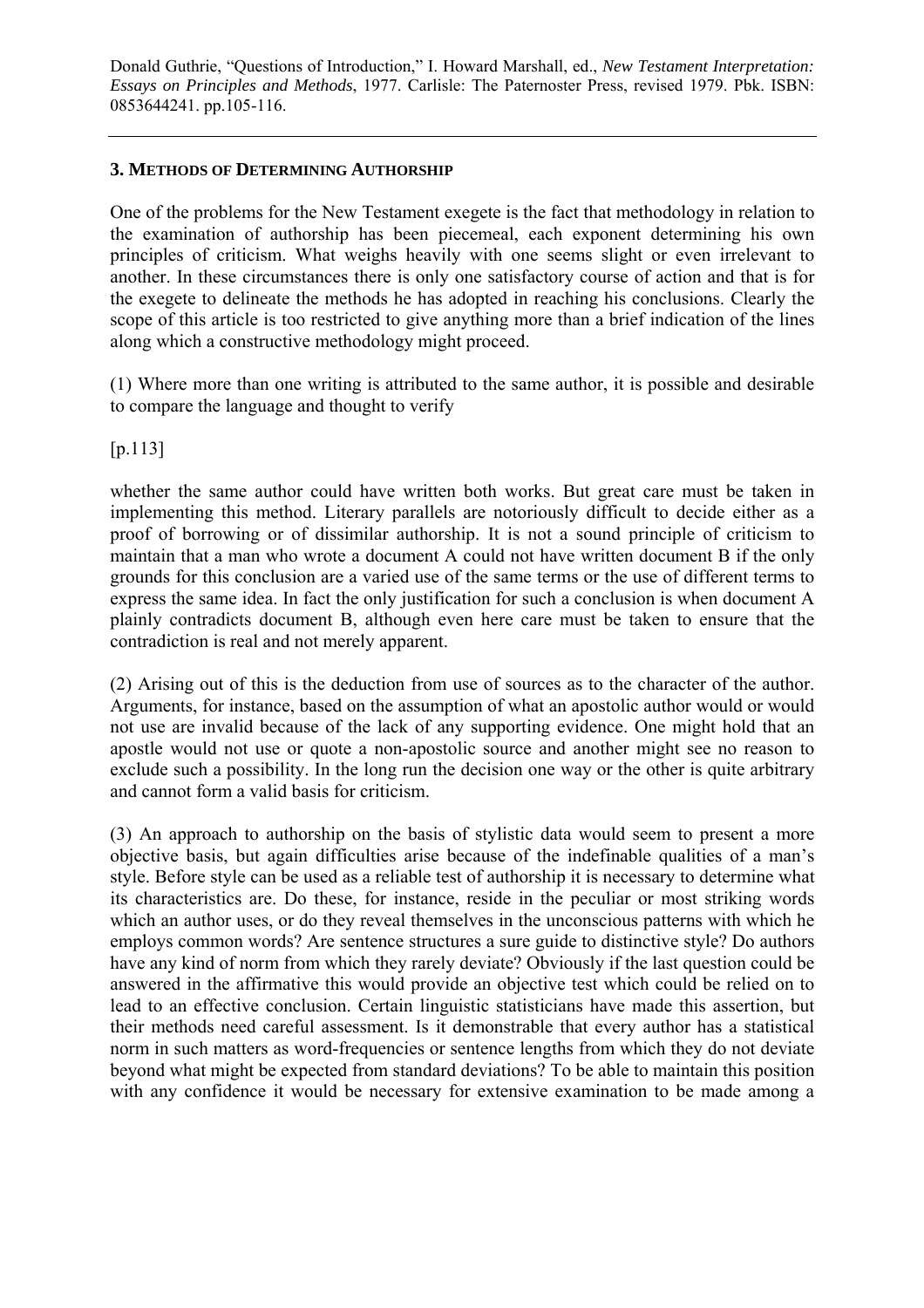Donald Guthrie, "Questions of Introduction," I. Howard Marshall, ed., *New Testament Interpretation: Essays on Principles and Methods*, 1977. Carlisle: The Paternoster Press, revised 1979. Pbk. ISBN: 0853644241. pp.105-116.

---

### 3. METHODS OF DETERMINING AUTHORSHIP

One of the problems for the New Testament exegete is the fact that methodology in relation to the examination of authorship has been piecemeal, each exponent determining his own principles of criticism. What weighs heavily with one seems slight or even irrelevant to another. In these circumstances there is only one satisfactory course of action and that is for the exegete to delineate the methods he has adopted in reaching his conclusions. Clearly the scope of this article is too restricted to give anything more than a brief indication of the lines along which a constructive methodology might proceed.

(1) Where more than one writing is attributed to the same author, it is possible and desirable to compare the language and thought to verify

[p.113]

whether the same author could have written both works. But great care must be taken in implementing this method. Literary parallels are notoriously difficult to decide either as a proof of borrowing or of dissimilar authorship. It is not a sound principle of criticism to maintain that a man who wrote a document A could not have written document B if the only grounds for this conclusion are a varied use of the same terms or the use of different terms to express the same idea. In fact the only justification for such a conclusion is when document A plainly contradicts document B, although even here care must be taken to ensure that the contradiction is real and not merely apparent.

(2) Arising out of this is the deduction from use of sources as to the character of the author. Arguments, for instance, based on the assumption of what an apostolic author would or would not use are invalid because of the lack of any supporting evidence. One might hold that an apostle would not use or quote a non-apostolic source and another might see no reason to exclude such a possibility. In the long run the decision one way or the other is quite arbitrary and cannot form a valid basis for criticism.

(3) An approach to authorship on the basis of stylistic data would seem to present a more objective basis, but again difficulties arise because of the indefinable qualities of a man's style. Before style can be used as a reliable test of authorship it is necessary to determine what its characteristics are. Do these, for instance, reside in the peculiar or most striking words which an author uses, or do they reveal themselves in the unconscious patterns with which he employs common words? Are sentence structures a sure guide to distinctive style? Do authors have any kind of norm from which they rarely deviate? Obviously if the last question could be answered in the affirmative this would provide an objective test which could be relied on to lead to an effective conclusion. Certain linguistic statisticians have made this assertion, but their methods need careful assessment. Is it demonstrable that every author has a statistical norm in such matters as word-frequencies or sentence lengths from which they do not deviate beyond what might be expected from standard deviations? To be able to maintain this position with any confidence it would be necessary for extensive examination to be made among a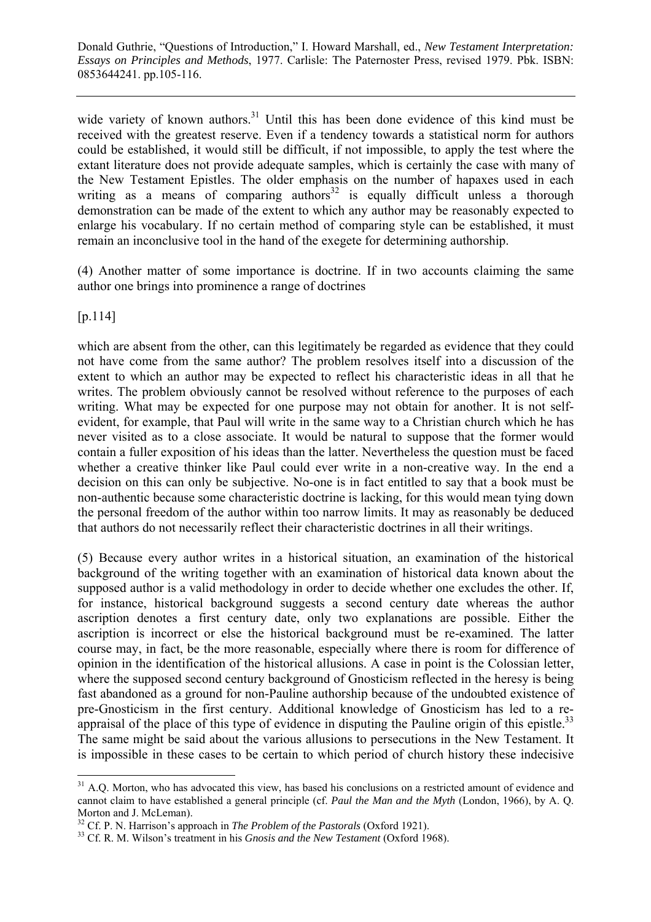wide variety of known authors.[31] Until this has been done evidence of this kind must be received with the greatest reserve. Even if a tendency towards a statistical norm for authors could be established, it would still be difficult, if not impossible, to apply the test where the extant literature does not provide adequate samples, which is certainly the case with many of the New Testament Epistles. The older emphasis on the number of hapaxes used in each writing as a means of comparing authors[32] is equally difficult unless a thorough demonstration can be made of the extent to which any author may be reasonably expected to enlarge his vocabulary. If no certain method of comparing style can be established, it must remain an inconclusive tool in the hand of the exegete for determining authorship.

(4) Another matter of some importance is doctrine. If in two accounts claiming the same author one brings into prominence a range of doctrines

[p.114]

which are absent from the other, can this legitimately be regarded as evidence that they could not have come from the same author? The problem resolves itself into a discussion of the extent to which an author may be expected to reflect his characteristic ideas in all that he writes. The problem obviously cannot be resolved without reference to the purposes of each writing. What may be expected for one purpose may not obtain for another. It is not self-evident, for example, that Paul will write in the same way to a Christian church which he has never visited as to a close associate. It would be natural to suppose that the former would contain a fuller exposition of his ideas than the latter. Nevertheless the question must be faced whether a creative thinker like Paul could ever write in a non-creative way. In the end a decision on this can only be subjective. No-one is in fact entitled to say that a book must be non-authentic because some characteristic doctrine is lacking, for this would mean tying down the personal freedom of the author within too narrow limits. It may as reasonably be deduced that authors do not necessarily reflect their characteristic doctrines in all their writings.

(5) Because every author writes in a historical situation, an examination of the historical background of the writing together with an examination of historical data known about the supposed author is a valid methodology in order to decide whether one excludes the other. If, for instance, historical background suggests a second century date whereas the author ascription denotes a first century date, only two explanations are possible. Either the ascription is incorrect or else the historical background must be re-examined. The latter course may, in fact, be the more reasonable, especially where there is room for difference of opinion in the identification of the historical allusions. A case in point is the Colossian letter, where the supposed second century background of Gnosticism reflected in the heresy is being fast abandoned as a ground for non-Pauline authorship because of the undoubted existence of pre-Gnosticism in the first century. Additional knowledge of Gnosticism has led to a re-appraisal of the place of this type of evidence in disputing the Pauline origin of this epistle.[33] The same might be said about the various allusions to persecutions in the New Testament. It is impossible in these cases to be certain to which period of church history these indecisive

---

[31] A.Q. Morton, who has advocated this view, has based his conclusions on a restricted amount of evidence and cannot claim to have established a general principle (cf. *Paul the Man and the Myth* (London, 1966), by A. Q. Morton and J. McLeman).

[32] Cf. P. N. Harrison's approach in *The Problem of the Pastorals* (Oxford 1921).

[33] Cf. R. M. Wilson's treatment in his *Gnosis and the New Testament* (Oxford 1968).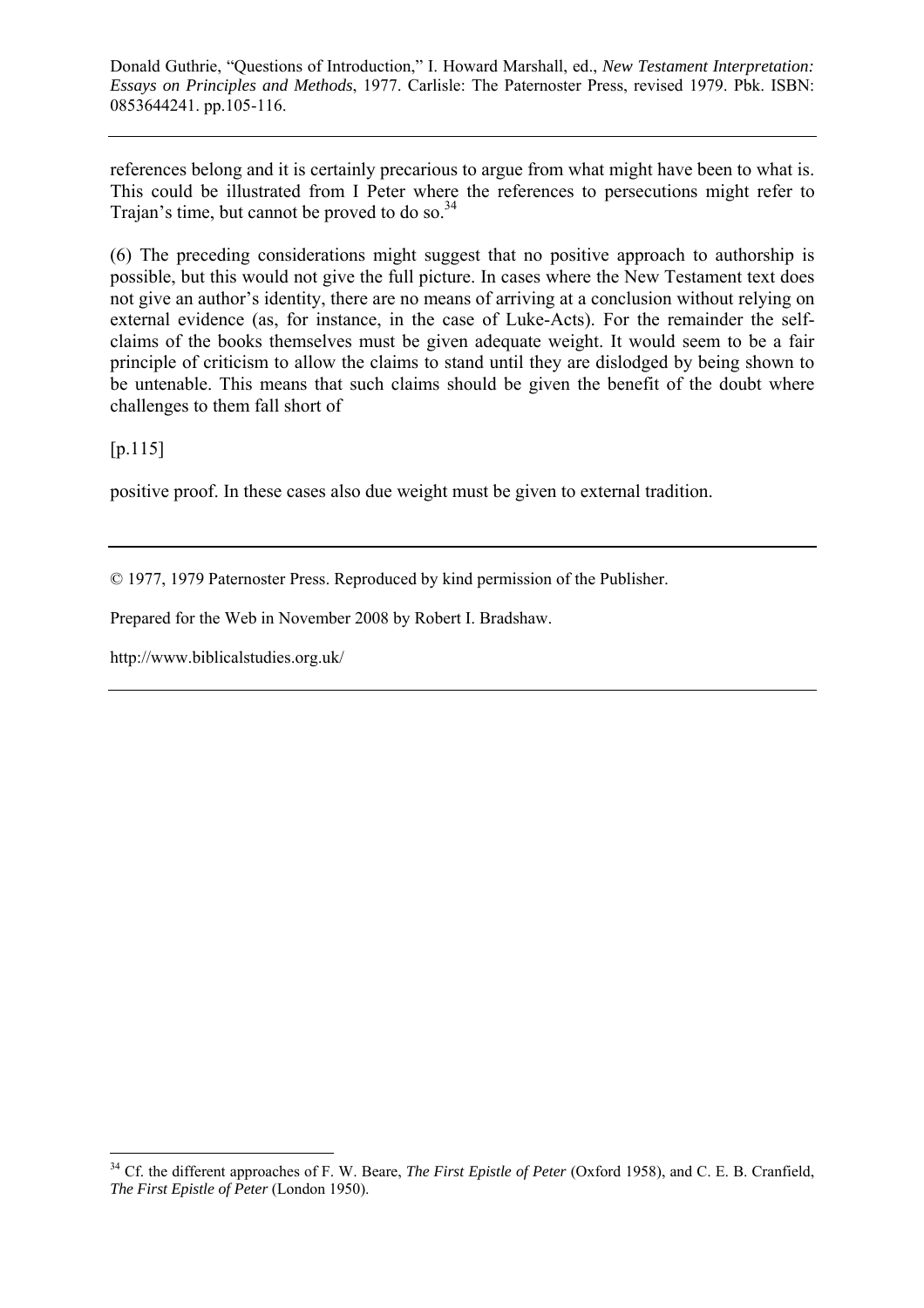references belong and it is certainly precarious to argue from what might have been to what is. This could be illustrated from I Peter where the references to persecutions might refer to Trajan's time, but cannot be proved to do so.[34]

(6) The preceding considerations might suggest that no positive approach to authorship is possible, but this would not give the full picture. In cases where the New Testament text does not give an author's identity, there are no means of arriving at a conclusion without relying on external evidence (as, for instance, in the case of Luke-Acts). For the remainder the self-claims of the books themselves must be given adequate weight. It would seem to be a fair principle of criticism to allow the claims to stand until they are dislodged by being shown to be untenable. This means that such claims should be given the benefit of the doubt where challenges to them fall short of

[p.115]

positive proof. In these cases also due weight must be given to external tradition.

---

© 1977, 1979 Paternoster Press. Reproduced by kind permission of the Publisher.

Prepared for the Web in November 2008 by Robert I. Bradshaw.

http://www.biblicalstudies.org.uk/

---

[34] Cf. the different approaches of F. W. Beare, *The First Epistle of Peter* (Oxford 1958), and C. E. B. Cranfield, *The First Epistle of Peter* (London 1950).